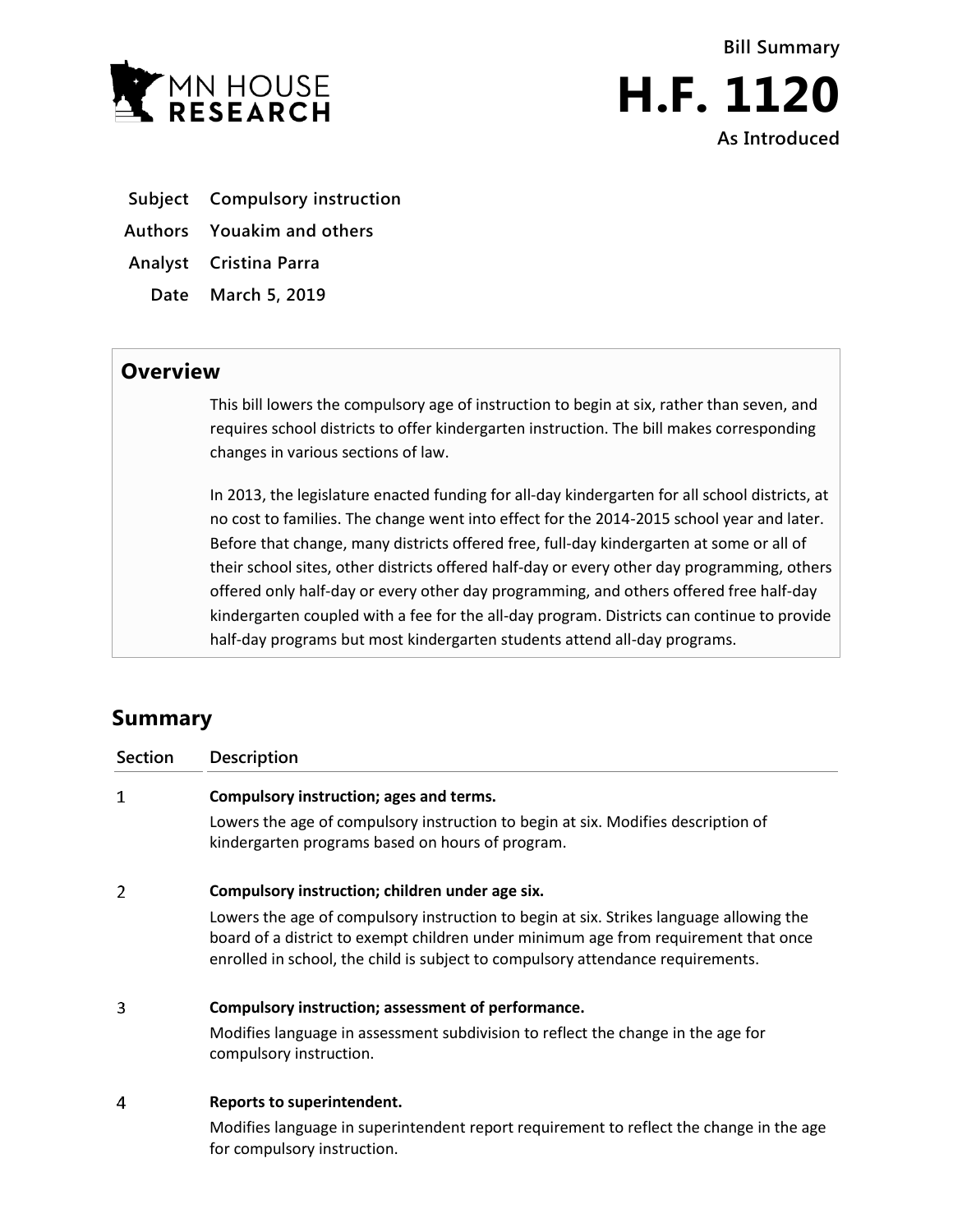MN HOUSE RESEARCH

Bill Summary

# H.F. 1120

As Introduced

**Subject** Compulsory instruction

**Authors** Youakim and others

**Analyst** Cristina Parra

**Date** March 5, 2019

## Overview

This bill lowers the compulsory age of instruction to begin at six, rather than seven, and requires school districts to offer kindergarten instruction. The bill makes corresponding changes in various sections of law.

In 2013, the legislature enacted funding for all-day kindergarten for all school districts, at no cost to families. The change went into effect for the 2014-2015 school year and later. Before that change, many districts offered free, full-day kindergarten at some or all of their school sites, other districts offered half-day or every other day programming, others offered only half-day or every other day programming, and others offered free half-day kindergarten coupled with a fee for the all-day program. Districts can continue to provide half-day programs but most kindergarten students attend all-day programs.

## Summary

| Section | Description |
|---|---|
| 1 | **Compulsory instruction; ages and terms.** Lowers the age of compulsory instruction to begin at six. Modifies description of kindergarten programs based on hours of program. |
| 2 | **Compulsory instruction; children under age six.** Lowers the age of compulsory instruction to begin at six. Strikes language allowing the board of a district to exempt children under minimum age from requirement that once enrolled in school, the child is subject to compulsory attendance requirements. |
| 3 | **Compulsory instruction; assessment of performance.** Modifies language in assessment subdivision to reflect the change in the age for compulsory instruction. |
| 4 | **Reports to superintendent.** Modifies language in superintendent report requirement to reflect the change in the age for compulsory instruction. |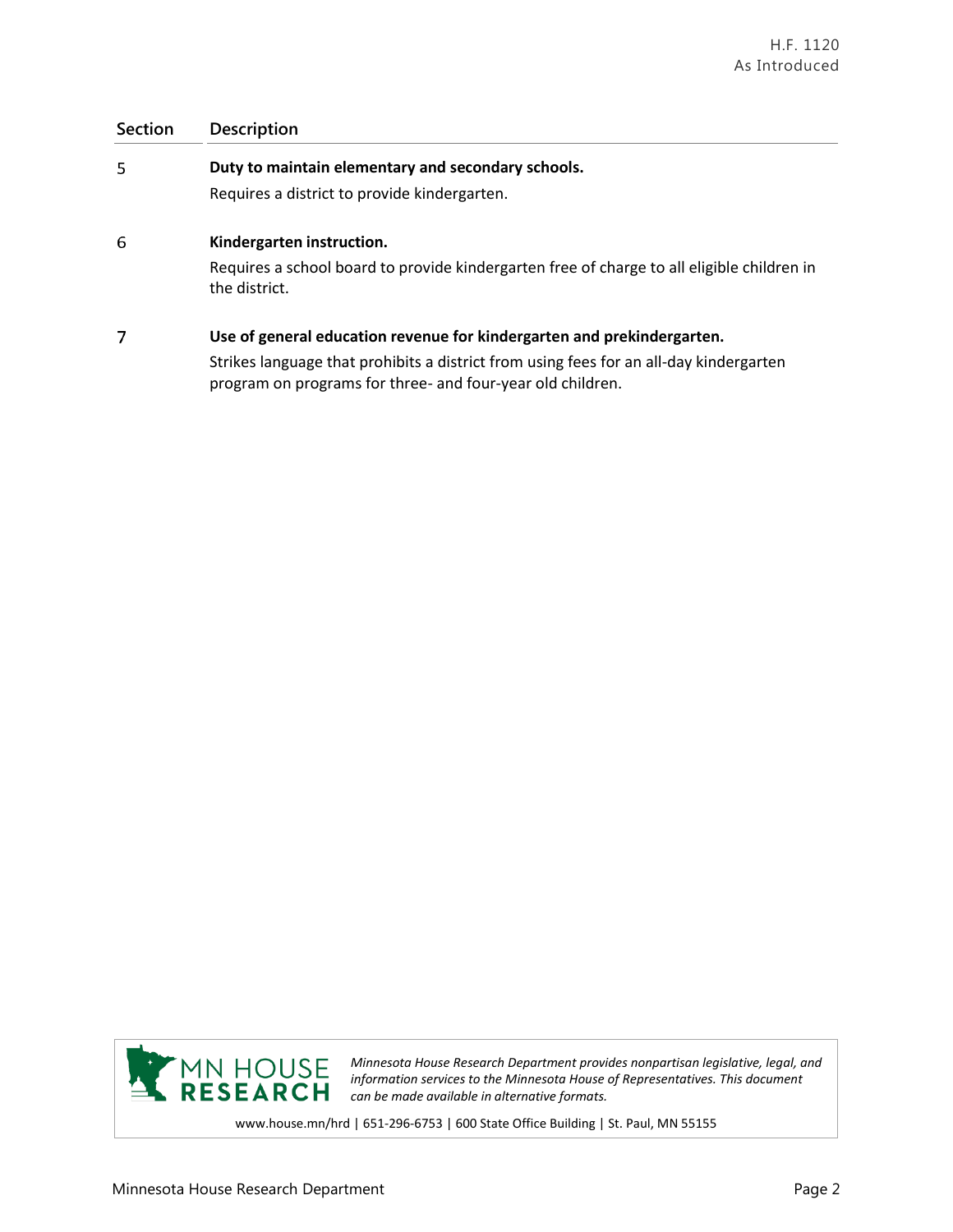| Section | Description |
| --- | --- |
| 5 | **Duty to maintain elementary and secondary schools.** Requires a district to provide kindergarten. |
| 6 | **Kindergarten instruction.** Requires a school board to provide kindergarten free of charge to all eligible children in the district. |
| 7 | **Use of general education revenue for kindergarten and prekindergarten.** Strikes language that prohibits a district from using fees for an all-day kindergarten program on programs for three- and four-year old children. |

MN HOUSE RESEARCH

*Minnesota House Research Department provides nonpartisan legislative, legal, and information services to the Minnesota House of Representatives. This document can be made available in alternative formats.*

www.house.mn/hrd | 651-296-6753 | 600 State Office Building | St. Paul, MN 55155